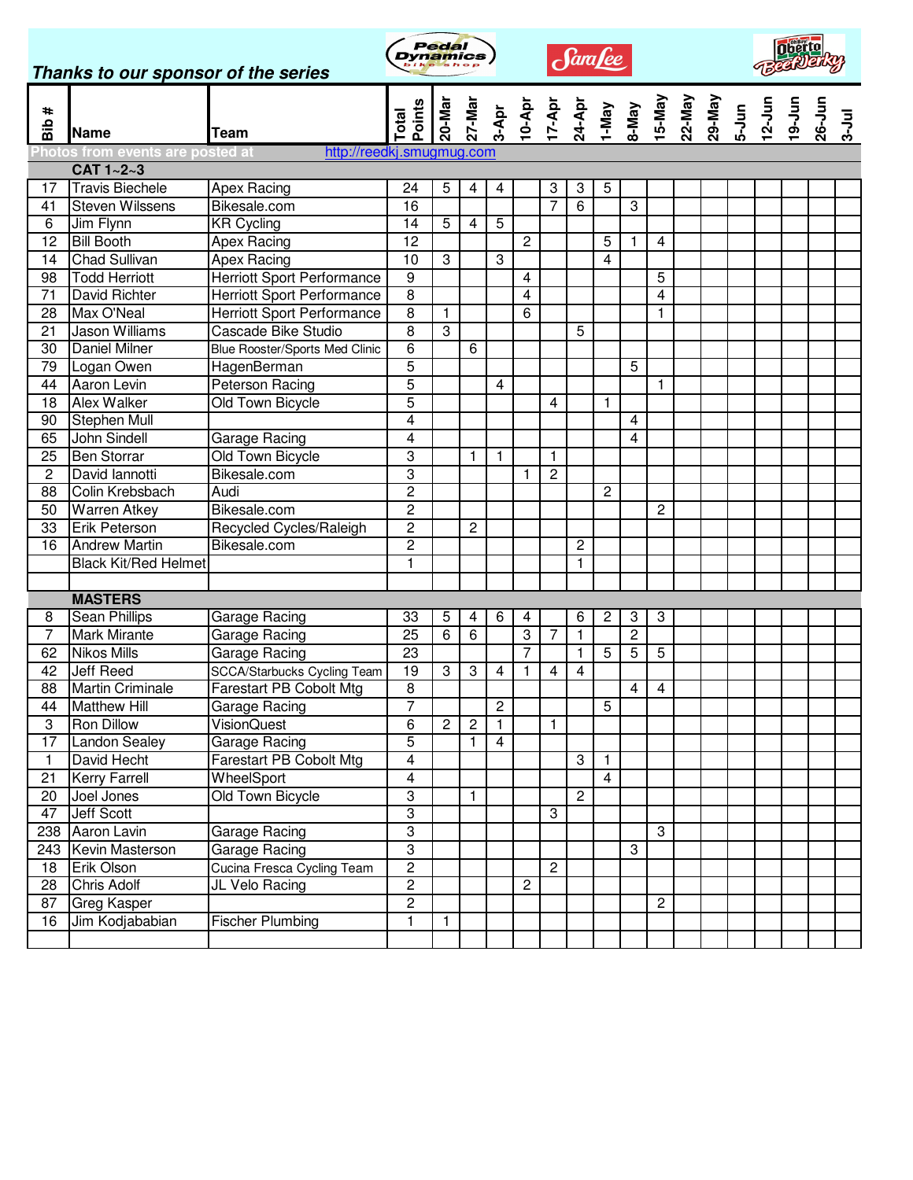***Thanks to our sponsor of the series***

Pedal Dynamics bike shop | Sara Lee | Oberto Beef Jerky

Photos from events are posted at http://reedkj.smugmug.com

| Bib # | Name | Team | Total Points | 20-Mar | 27-Mar | 3-Apr | 10-Apr | 17-Apr | 24-Apr | 1-May | 8-May | 15-May | 22-May | 29-May | 5-Jun | 12-Jun | 19-Jun | 26-Jun | 3-Jul |
|---|---|---|---|---|---|---|---|---|---|---|---|---|---|---|---|---|---|---|---|
| | **CAT 1~2~3** | | | | | | | | | | | | | | | | | | |
| 17 | Travis Biechele | Apex Racing | 24 | 5 | 4 | 4 | | 3 | 3 | 5 | | | | | | | | | |
| 41 | Steven Wilssens | Bikesale.com | 16 | | | | | 7 | 6 | | 3 | | | | | | | | |
| 6 | Jim Flynn | KR Cycling | 14 | 5 | 4 | 5 | | | | | | | | | | | | | |
| 12 | Bill Booth | Apex Racing | 12 | | | | 2 | | | 5 | 1 | 4 | | | | | | | |
| 14 | Chad Sullivan | Apex Racing | 10 | 3 | | 3 | | | | 4 | | | | | | | | | |
| 98 | Todd Herriott | Herriott Sport Performance | 9 | | | | 4 | | | | | 5 | | | | | | | |
| 71 | David Richter | Herriott Sport Performance | 8 | | | | 4 | | | | | 4 | | | | | | | |
| 28 | Max O'Neal | Herriott Sport Performance | 8 | 1 | | | 6 | | | | | 1 | | | | | | | |
| 21 | Jason Williams | Cascade Bike Studio | 8 | 3 | | | | | 5 | | | | | | | | | | |
| 30 | Daniel Milner | Blue Rooster/Sports Med Clinic | 6 | | 6 | | | | | | | | | | | | | | |
| 79 | Logan Owen | HagenBerman | 5 | | | | | | | | 5 | | | | | | | | |
| 44 | Aaron Levin | Peterson Racing | 5 | | | 4 | | | | | | 1 | | | | | | | |
| 18 | Alex Walker | Old Town Bicycle | 5 | | | | | 4 | | 1 | | | | | | | | | |
| 90 | Stephen Mull | | 4 | | | | | | | | 4 | | | | | | | | |
| 65 | John Sindell | Garage Racing | 4 | | | | | | | | 4 | | | | | | | | |
| 25 | Ben Storrar | Old Town Bicycle | 3 | | 1 | 1 | | 1 | | | | | | | | | | | |
| 2 | David Iannotti | Bikesale.com | 3 | | | | 1 | 2 | | | | | | | | | | | |
| 88 | Colin Krebsbach | Audi | 2 | | | | | | | 2 | | | | | | | | | |
| 50 | Warren Atkey | Bikesale.com | 2 | | | | | | | | | 2 | | | | | | | |
| 33 | Erik Peterson | Recycled Cycles/Raleigh | 2 | | 2 | | | | | | | | | | | | | | |
| 16 | Andrew Martin | Bikesale.com | 2 | | | | | | 2 | | | | | | | | | | |
| | Black Kit/Red Helmet | | 1 | | | | | | 1 | | | | | | | | | | |
| | | | | | | | | | | | | | | | | | | | |
| | **MASTERS** | | | | | | | | | | | | | | | | | | |
| 8 | Sean Phillips | Garage Racing | 33 | 5 | 4 | 6 | 4 | | 6 | 2 | 3 | 3 | | | | | | | |
| 7 | Mark Mirante | Garage Racing | 25 | 6 | 6 | | 3 | 7 | 1 | | 2 | | | | | | | | |
| 62 | Nikos Mills | Garage Racing | 23 | | | | 7 | | 1 | 5 | 5 | 5 | | | | | | | |
| 42 | Jeff Reed | SCCA/Starbucks Cycling Team | 19 | 3 | 3 | 4 | 1 | 4 | 4 | | | | | | | | | | |
| 88 | Martin Criminale | Farestart PB Cobolt Mtg | 8 | | | | | | | | 4 | 4 | | | | | | | |
| 44 | Matthew Hill | Garage Racing | 7 | | | 2 | | | | 5 | | | | | | | | | |
| 3 | Ron Dillow | VisionQuest | 6 | 2 | 2 | 1 | | 1 | | | | | | | | | | | |
| 17 | Landon Sealey | Garage Racing | 5 | | 1 | 4 | | | | | | | | | | | | | |
| 1 | David Hecht | Farestart PB Cobolt Mtg | 4 | | | | | | 3 | 1 | | | | | | | | | |
| 21 | Kerry Farrell | WheelSport | 4 | | | | | | | 4 | | | | | | | | | |
| 20 | Joel Jones | Old Town Bicycle | 3 | | 1 | | | | 2 | | | | | | | | | | |
| 47 | Jeff Scott | | 3 | | | | | 3 | | | | | | | | | | | |
| 238 | Aaron Lavin | Garage Racing | 3 | | | | | | | | | 3 | | | | | | | |
| 243 | Kevin Masterson | Garage Racing | 3 | | | | | | | | 3 | | | | | | | | |
| 18 | Erik Olson | Cucina Fresca Cycling Team | 2 | | | | | 2 | | | | | | | | | | | |
| 28 | Chris Adolf | JL Velo Racing | 2 | | | | 2 | | | | | | | | | | | | |
| 87 | Greg Kasper | | 2 | | | | | | | | | 2 | | | | | | | |
| 16 | Jim Kodjababian | Fischer Plumbing | 1 | 1 | | | | | | | | | | | | | | | |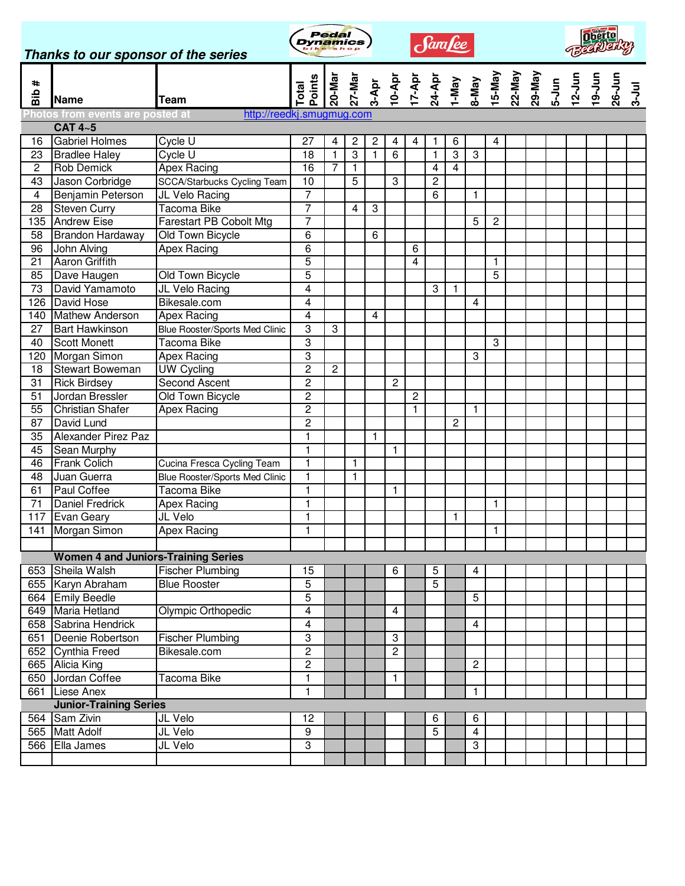*Thanks to our sponsor of the series*

| Bib # | Name | Team | Total Points | 20-Mar | 27-Mar | 3-Apr | 10-Apr | 17-Apr | 24-Apr | 1-May | 8-May | 15-May | 22-May | 29-May | 5-Jun | 12-Jun | 19-Jun | 26-Jun | 3-Jul |
|---|---|---|---|---|---|---|---|---|---|---|---|---|---|---|---|---|---|---|---|
| Photos from events are posted at | | http://reedkj.smugmug.com | | | | | | | | | | | | | | | | | |
| | **CAT 4~5** | | | | | | | | | | | | | | | | | | |
| 16 | Gabriel Holmes | Cycle U | 27 | 4 | 2 | 2 | 4 | 4 | 1 | 6 | | 4 | | | | | | | |
| 23 | Bradlee Haley | Cycle U | 18 | 1 | 3 | 1 | 6 | | 1 | 3 | 3 | | | | | | | | |
| 2 | Rob Demick | Apex Racing | 16 | 7 | 1 | | | | 4 | 4 | | | | | | | | | |
| 43 | Jason Corbridge | SCCA/Starbucks Cycling Team | 10 | | 5 | | 3 | | 2 | | | | | | | | | | |
| 4 | Benjamin Peterson | JL Velo Racing | 7 | | | | | | 6 | | 1 | | | | | | | | |
| 28 | Steven Curry | Tacoma Bike | 7 | | 4 | 3 | | | | | | | | | | | | | |
| 135 | Andrew Eise | Farestart PB Cobolt Mtg | 7 | | | | | | | | 5 | 2 | | | | | | | |
| 58 | Brandon Hardaway | Old Town Bicycle | 6 | | | 6 | | | | | | | | | | | | | |
| 96 | John Alving | Apex Racing | 6 | | | | | 6 | | | | | | | | | | | |
| 21 | Aaron Griffith | | 5 | | | | | 4 | | | | 1 | | | | | | | |
| 85 | Dave Haugen | Old Town Bicycle | 5 | | | | | | | | | 5 | | | | | | | |
| 73 | David Yamamoto | JL Velo Racing | 4 | | | | | | 3 | 1 | | | | | | | | | |
| 126 | David Hose | Bikesale.com | 4 | | | | | | | | 4 | | | | | | | | |
| 140 | Mathew Anderson | Apex Racing | 4 | | | 4 | | | | | | | | | | | | | |
| 27 | Bart Hawkinson | Blue Rooster/Sports Med Clinic | 3 | 3 | | | | | | | | | | | | | | | |
| 40 | Scott Monett | Tacoma Bike | 3 | | | | | | | | | 3 | | | | | | | |
| 120 | Morgan Simon | Apex Racing | 3 | | | | | | | | 3 | | | | | | | | |
| 18 | Stewart Boweman | UW Cycling | 2 | 2 | | | | | | | | | | | | | | | |
| 31 | Rick Birdsey | Second Ascent | 2 | | | | 2 | | | | | | | | | | | | |
| 51 | Jordan Bressler | Old Town Bicycle | 2 | | | | | 2 | | | | | | | | | | | |
| 55 | Christian Shafer | Apex Racing | 2 | | | | | 1 | | | 1 | | | | | | | | |
| 87 | David Lund | | 2 | | | | | | | 2 | | | | | | | | | |
| 35 | Alexander Pirez Paz | | 1 | | | 1 | | | | | | | | | | | | | |
| 45 | Sean Murphy | | 1 | | | | 1 | | | | | | | | | | | | |
| 46 | Frank Colich | Cucina Fresca Cycling Team | 1 | | 1 | | | | | | | | | | | | | | |
| 48 | Juan Guerra | Blue Rooster/Sports Med Clinic | 1 | | 1 | | | | | | | | | | | | | | |
| 61 | Paul Coffee | Tacoma Bike | 1 | | | | 1 | | | | | | | | | | | | |
| 71 | Daniel Fredrick | Apex Racing | 1 | | | | | | | | | 1 | | | | | | | |
| 117 | Evan Geary | JL Velo | 1 | | | | | | | 1 | | | | | | | | | |
| 141 | Morgan Simon | Apex Racing | 1 | | | | | | | | | 1 | | | | | | | |
| | | | | | | | | | | | | | | | | | | | |
| | **Women 4 and Juniors-Training Series** | | | | | | | | | | | | | | | | | | |
| 653 | Sheila Walsh | Fischer Plumbing | 15 | | | | 6 | | 5 | | 4 | | | | | | | | |
| 655 | Karyn Abraham | Blue Rooster | 5 | | | | | | 5 | | | | | | | | | | |
| 664 | Emily Beedle | | 5 | | | | | | | | 5 | | | | | | | | |
| 649 | Maria Hetland | Olympic Orthopedic | 4 | | | | 4 | | | | | | | | | | | | |
| 658 | Sabrina Hendrick | | 4 | | | | | | | | 4 | | | | | | | | |
| 651 | Deenie Robertson | Fischer Plumbing | 3 | | | | 3 | | | | | | | | | | | | |
| 652 | Cynthia Freed | Bikesale.com | 2 | | | | 2 | | | | | | | | | | | | |
| 665 | Alicia King | | 2 | | | | | | | | 2 | | | | | | | | |
| 650 | Jordan Coffee | Tacoma Bike | 1 | | | | 1 | | | | | | | | | | | | |
| 661 | Liese Anex | | 1 | | | | | | | | 1 | | | | | | | | |
| | **Junior-Training Series** | | | | | | | | | | | | | | | | | | |
| 564 | Sam Zivin | JL Velo | 12 | | | | | | 6 | | 6 | | | | | | | | |
| 565 | Matt Adolf | JL Velo | 9 | | | | | | 5 | | 4 | | | | | | | | |
| 566 | Ella James | JL Velo | 3 | | | | | | | | 3 | | | | | | | | |